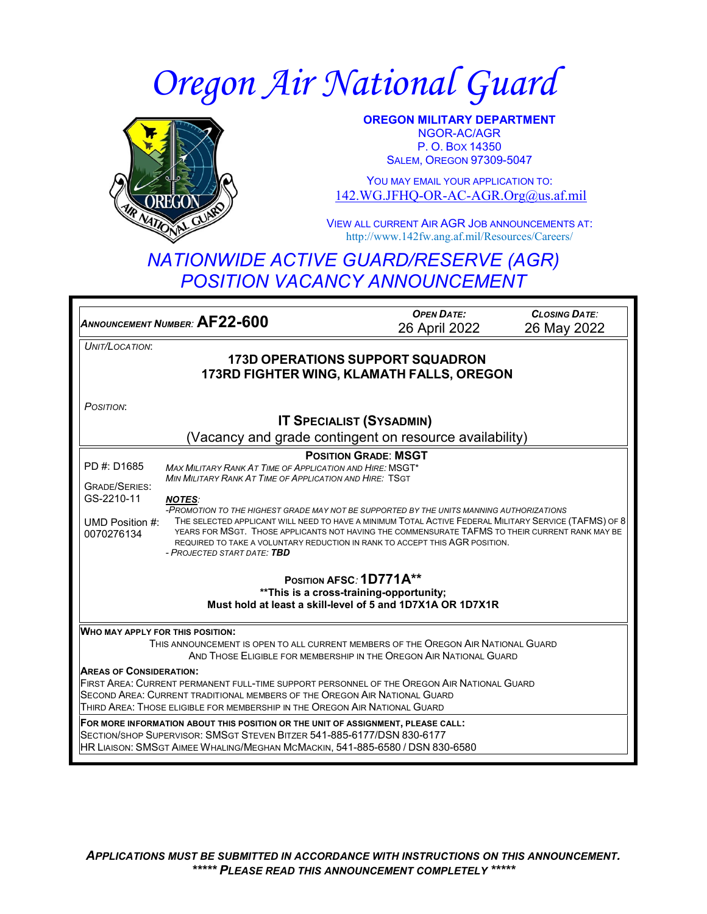# Oregon Air National Guard

**OREGON MILITARY DEPARTMENT**
NGOR-AC/AGR
P. O. BOX 14350
SALEM, OREGON 97309-5047

YOU MAY EMAIL YOUR APPLICATION TO:
142.WG.JFHQ-OR-AC-AGR.Org@us.af.mil

VIEW ALL CURRENT AIR AGR JOB ANNOUNCEMENTS AT:
http://www.142fw.ang.af.mil/Resources/Careers/

## NATIONWIDE ACTIVE GUARD/RESERVE (AGR) POSITION VACANCY ANNOUNCEMENT

*ANNOUNCEMENT NUMBER:* **AF22-600**

*OPEN DATE:* 26 April 2022

*CLOSING DATE:* 26 May 2022

*UNIT/LOCATION:*

**173D OPERATIONS SUPPORT SQUADRON**
**173RD FIGHTER WING, KLAMATH FALLS, OREGON**

*POSITION:*

**IT SPECIALIST (SYSADMIN)**
(Vacancy and grade contingent on resource availability)

**POSITION GRADE: MSGT**

PD #: D1685

GRADE/SERIES: GS-2210-11

UMD Position #: 0070276134

*MAX MILITARY RANK AT TIME OF APPLICATION AND HIRE:* MSGT*
*MIN MILITARY RANK AT TIME OF APPLICATION AND HIRE:* TSGT

***NOTES:***
*-PROMOTION TO THE HIGHEST GRADE MAY NOT BE SUPPORTED BY THE UNITS MANNING AUTHORIZATIONS*
THE SELECTED APPLICANT WILL NEED TO HAVE A MINIMUM TOTAL ACTIVE FEDERAL MILITARY SERVICE (TAFMS) OF 8 YEARS FOR MSGT. THOSE APPLICANTS NOT HAVING THE COMMENSURATE TAFMS TO THEIR CURRENT RANK MAY BE REQUIRED TO TAKE A VOLUNTARY REDUCTION IN RANK TO ACCEPT THIS AGR POSITION.
*- PROJECTED START DATE:* ***TBD***

**POSITION AFSC: 1D771A****
****This is a cross-training-opportunity;**
**Must hold at least a skill-level of 5 and 1D7X1A OR 1D7X1R**

**WHO MAY APPLY FOR THIS POSITION:**
THIS ANNOUNCEMENT IS OPEN TO ALL CURRENT MEMBERS OF THE OREGON AIR NATIONAL GUARD AND THOSE ELIGIBLE FOR MEMBERSHIP IN THE OREGON AIR NATIONAL GUARD

**AREAS OF CONSIDERATION:**
FIRST AREA: CURRENT PERMANENT FULL-TIME SUPPORT PERSONNEL OF THE OREGON AIR NATIONAL GUARD
SECOND AREA: CURRENT TRADITIONAL MEMBERS OF THE OREGON AIR NATIONAL GUARD
THIRD AREA: THOSE ELIGIBLE FOR MEMBERSHIP IN THE OREGON AIR NATIONAL GUARD

**FOR MORE INFORMATION ABOUT THIS POSITION OR THE UNIT OF ASSIGNMENT, PLEASE CALL:**
SECTION/SHOP SUPERVISOR: SMSGT STEVEN BITZER 541-885-6177/DSN 830-6177
HR LIAISON: SMSGT AIMEE WHALING/MEGHAN MCMACKIN, 541-885-6580 / DSN 830-6580

***APPLICATIONS MUST BE SUBMITTED IN ACCORDANCE WITH INSTRUCTIONS ON THIS ANNOUNCEMENT.***
***\*\*\*\*\* PLEASE READ THIS ANNOUNCEMENT COMPLETELY \*\*\*\*\****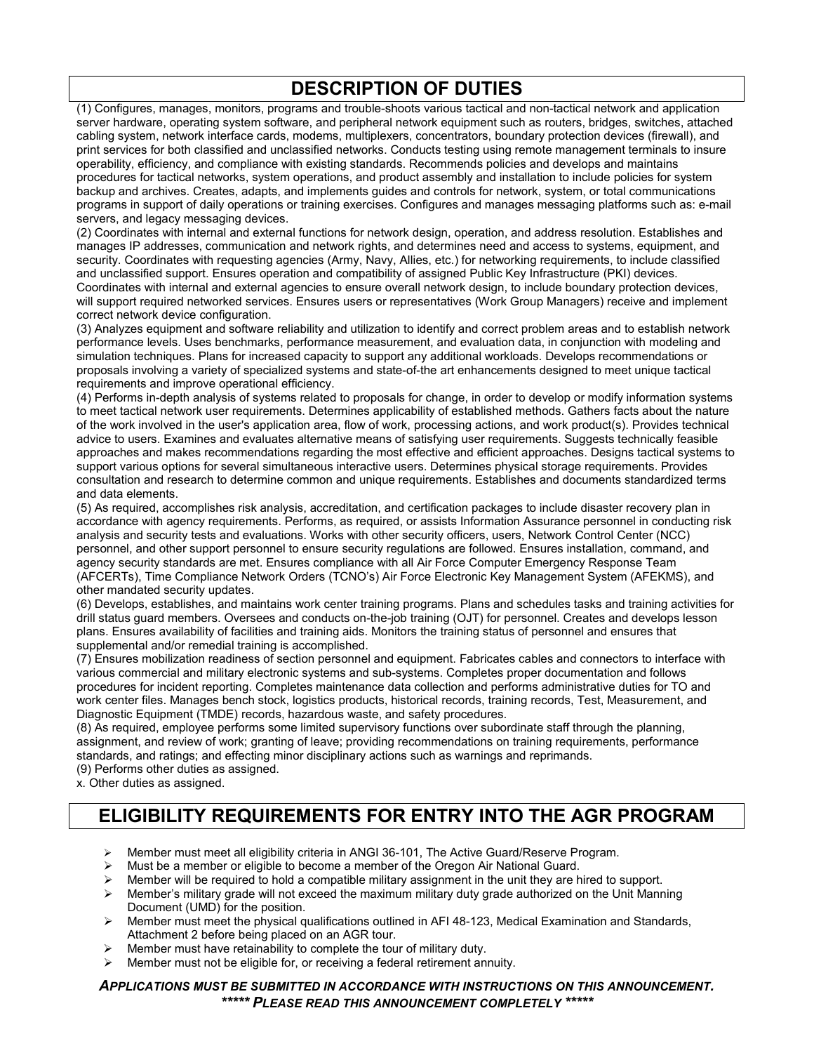## DESCRIPTION OF DUTIES

(1) Configures, manages, monitors, programs and trouble-shoots various tactical and non-tactical network and application server hardware, operating system software, and peripheral network equipment such as routers, bridges, switches, attached cabling system, network interface cards, modems, multiplexers, concentrators, boundary protection devices (firewall), and print services for both classified and unclassified networks. Conducts testing using remote management terminals to insure operability, efficiency, and compliance with existing standards. Recommends policies and develops and maintains procedures for tactical networks, system operations, and product assembly and installation to include policies for system backup and archives. Creates, adapts, and implements guides and controls for network, system, or total communications programs in support of daily operations or training exercises. Configures and manages messaging platforms such as: e-mail servers, and legacy messaging devices.
(2) Coordinates with internal and external functions for network design, operation, and address resolution. Establishes and manages IP addresses, communication and network rights, and determines need and access to systems, equipment, and security. Coordinates with requesting agencies (Army, Navy, Allies, etc.) for networking requirements, to include classified and unclassified support. Ensures operation and compatibility of assigned Public Key Infrastructure (PKI) devices. Coordinates with internal and external agencies to ensure overall network design, to include boundary protection devices, will support required networked services. Ensures users or representatives (Work Group Managers) receive and implement correct network device configuration.
(3) Analyzes equipment and software reliability and utilization to identify and correct problem areas and to establish network performance levels. Uses benchmarks, performance measurement, and evaluation data, in conjunction with modeling and simulation techniques. Plans for increased capacity to support any additional workloads. Develops recommendations or proposals involving a variety of specialized systems and state-of-the art enhancements designed to meet unique tactical requirements and improve operational efficiency.
(4) Performs in-depth analysis of systems related to proposals for change, in order to develop or modify information systems to meet tactical network user requirements. Determines applicability of established methods. Gathers facts about the nature of the work involved in the user's application area, flow of work, processing actions, and work product(s). Provides technical advice to users. Examines and evaluates alternative means of satisfying user requirements. Suggests technically feasible approaches and makes recommendations regarding the most effective and efficient approaches. Designs tactical systems to support various options for several simultaneous interactive users. Determines physical storage requirements. Provides consultation and research to determine common and unique requirements. Establishes and documents standardized terms and data elements.
(5) As required, accomplishes risk analysis, accreditation, and certification packages to include disaster recovery plan in accordance with agency requirements. Performs, as required, or assists Information Assurance personnel in conducting risk analysis and security tests and evaluations. Works with other security officers, users, Network Control Center (NCC) personnel, and other support personnel to ensure security regulations are followed. Ensures installation, command, and agency security standards are met. Ensures compliance with all Air Force Computer Emergency Response Team (AFCERTs), Time Compliance Network Orders (TCNO's) Air Force Electronic Key Management System (AFEKMS), and other mandated security updates.
(6) Develops, establishes, and maintains work center training programs. Plans and schedules tasks and training activities for drill status guard members. Oversees and conducts on-the-job training (OJT) for personnel. Creates and develops lesson plans. Ensures availability of facilities and training aids. Monitors the training status of personnel and ensures that supplemental and/or remedial training is accomplished.
(7) Ensures mobilization readiness of section personnel and equipment. Fabricates cables and connectors to interface with various commercial and military electronic systems and sub-systems. Completes proper documentation and follows procedures for incident reporting. Completes maintenance data collection and performs administrative duties for TO and work center files. Manages bench stock, logistics products, historical records, training records, Test, Measurement, and Diagnostic Equipment (TMDE) records, hazardous waste, and safety procedures.
(8) As required, employee performs some limited supervisory functions over subordinate staff through the planning, assignment, and review of work; granting of leave; providing recommendations on training requirements, performance standards, and ratings; and effecting minor disciplinary actions such as warnings and reprimands.
(9) Performs other duties as assigned.
x. Other duties as assigned.

## ELIGIBILITY REQUIREMENTS FOR ENTRY INTO THE AGR PROGRAM

- Member must meet all eligibility criteria in ANGI 36-101, The Active Guard/Reserve Program.
- Must be a member or eligible to become a member of the Oregon Air National Guard.
- Member will be required to hold a compatible military assignment in the unit they are hired to support.
- Member's military grade will not exceed the maximum military duty grade authorized on the Unit Manning Document (UMD) for the position.
- Member must meet the physical qualifications outlined in AFI 48-123, Medical Examination and Standards, Attachment 2 before being placed on an AGR tour.
- Member must have retainability to complete the tour of military duty.
- Member must not be eligible for, or receiving a federal retirement annuity.

***APPLICATIONS MUST BE SUBMITTED IN ACCORDANCE WITH INSTRUCTIONS ON THIS ANNOUNCEMENT.***
***\*\*\*\*\* PLEASE READ THIS ANNOUNCEMENT COMPLETELY \*\*\*\*\****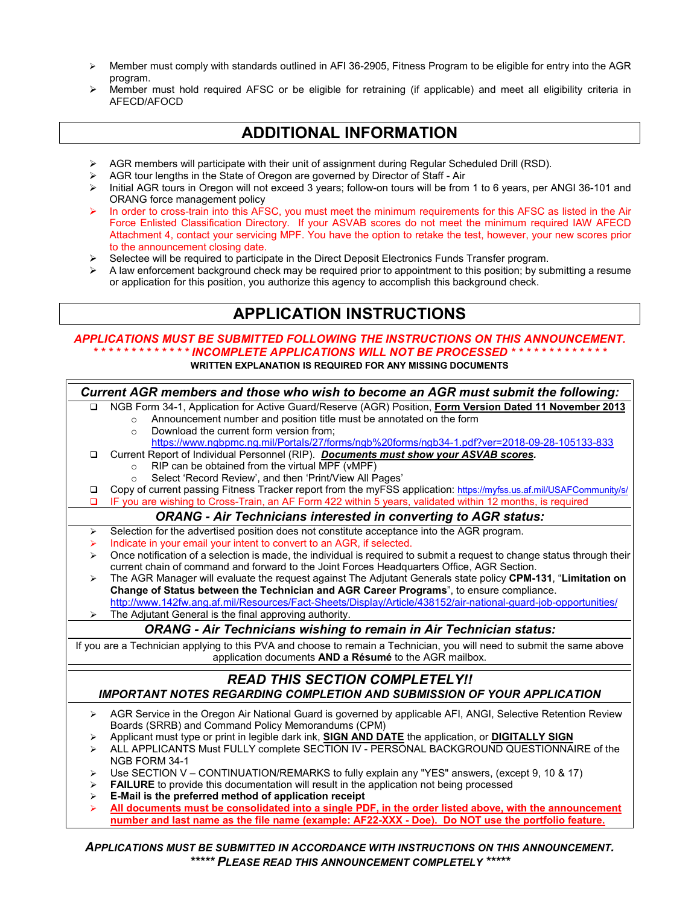- Member must comply with standards outlined in AFI 36-2905, Fitness Program to be eligible for entry into the AGR program.
- Member must hold required AFSC or be eligible for retraining (if applicable) and meet all eligibility criteria in AFECD/AFOCD

## ADDITIONAL INFORMATION

- AGR members will participate with their unit of assignment during Regular Scheduled Drill (RSD).
- AGR tour lengths in the State of Oregon are governed by Director of Staff - Air
- Initial AGR tours in Oregon will not exceed 3 years; follow-on tours will be from 1 to 6 years, per ANGI 36-101 and ORANG force management policy
- In order to cross-train into this AFSC, you must meet the minimum requirements for this AFSC as listed in the Air Force Enlisted Classification Directory. If your ASVAB scores do not meet the minimum required IAW AFECD Attachment 4, contact your servicing MPF. You have the option to retake the test, however, your new scores prior to the announcement closing date.
- Selectee will be required to participate in the Direct Deposit Electronics Funds Transfer program.
- A law enforcement background check may be required prior to appointment to this position; by submitting a resume or application for this position, you authorize this agency to accomplish this background check.

## APPLICATION INSTRUCTIONS

***APPLICATIONS MUST BE SUBMITTED FOLLOWING THE INSTRUCTIONS ON THIS ANNOUNCEMENT.***
***\* \* \* \* \* \* \* \* \* \* \* \* \* INCOMPLETE APPLICATIONS WILL NOT BE PROCESSED \* \* \* \* \* \* \* \* \* \* \* \* \****
**WRITTEN EXPLANATION IS REQUIRED FOR ANY MISSING DOCUMENTS**

### *Current AGR members and those who wish to become an AGR must submit the following:*

- ❑ NGB Form 34-1, Application for Active Guard/Reserve (AGR) Position, **Form Version Dated 11 November 2013**
  - Announcement number and position title must be annotated on the form
  - Download the current form version from; https://www.ngbpmc.ng.mil/Portals/27/forms/ngb%20forms/ngb34-1.pdf?ver=2018-09-28-105133-833
- ❑ Current Report of Individual Personnel (RIP). ***Documents must show your ASVAB scores.***
  - RIP can be obtained from the virtual MPF (vMPF)
  - Select 'Record Review', and then 'Print/View All Pages'
- ❑ Copy of current passing Fitness Tracker report from the myFSS application: https://myfss.us.af.mil/USAFCommunity/s/
- ❑ IF you are wishing to Cross-Train, an AF Form 422 within 5 years, validated within 12 months, is required

### *ORANG - Air Technicians interested in converting to AGR status:*

- Selection for the advertised position does not constitute acceptance into the AGR program.
- Indicate in your email your intent to convert to an AGR, if selected.
- Once notification of a selection is made, the individual is required to submit a request to change status through their current chain of command and forward to the Joint Forces Headquarters Office, AGR Section.
- The AGR Manager will evaluate the request against The Adjutant Generals state policy **CPM-131**, "**Limitation on Change of Status between the Technician and AGR Career Programs**", to ensure compliance. http://www.142fw.ang.af.mil/Resources/Fact-Sheets/Display/Article/438152/air-national-guard-job-opportunities/
- The Adjutant General is the final approving authority.

### *ORANG - Air Technicians wishing to remain in Air Technician status:*

If you are a Technician applying to this PVA and choose to remain a Technician, you will need to submit the same above application documents **AND a Résumé** to the AGR mailbox.

### *READ THIS SECTION COMPLETELY!!*
#### *IMPORTANT NOTES REGARDING COMPLETION AND SUBMISSION OF YOUR APPLICATION*

- AGR Service in the Oregon Air National Guard is governed by applicable AFI, ANGI, Selective Retention Review Boards (SRRB) and Command Policy Memorandums (CPM)
- Applicant must type or print in legible dark ink, **SIGN AND DATE** the application, or **DIGITALLY SIGN**
- ALL APPLICANTS Must FULLY complete SECTION IV - PERSONAL BACKGROUND QUESTIONNAIRE of the NGB FORM 34-1
- Use SECTION V – CONTINUATION/REMARKS to fully explain any "YES" answers, (except 9, 10 & 17)
- **FAILURE** to provide this documentation will result in the application not being processed
- **E-Mail is the preferred method of application receipt**
- **All documents must be consolidated into a single PDF, in the order listed above, with the announcement number and last name as the file name (example: AF22-XXX - Doe). Do NOT use the portfolio feature.**

***APPLICATIONS MUST BE SUBMITTED IN ACCORDANCE WITH INSTRUCTIONS ON THIS ANNOUNCEMENT.***
***\*\*\*\*\* PLEASE READ THIS ANNOUNCEMENT COMPLETELY \*\*\*\*\****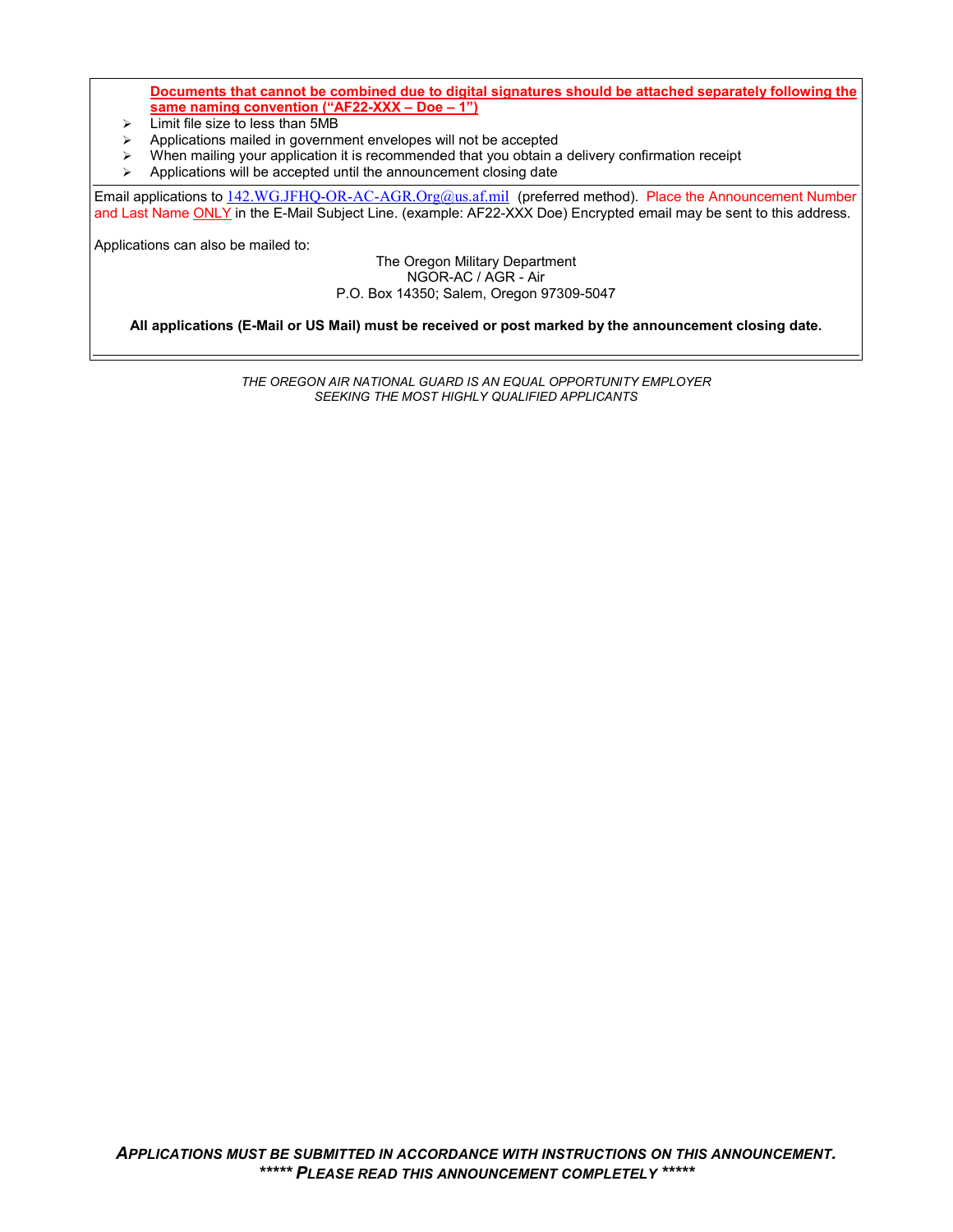**Documents that cannot be combined due to digital signatures should be attached separately following the same naming convention ("AF22-XXX – Doe – 1")**

- Limit file size to less than 5MB
- Applications mailed in government envelopes will not be accepted
- When mailing your application it is recommended that you obtain a delivery confirmation receipt
- Applications will be accepted until the announcement closing date

Email applications to 142.WG.JFHQ-OR-AC-AGR.Org@us.af.mil (preferred method). Place the Announcement Number and Last Name ONLY in the E-Mail Subject Line. (example: AF22-XXX Doe) Encrypted email may be sent to this address.

Applications can also be mailed to:

The Oregon Military Department
NGOR-AC / AGR - Air
P.O. Box 14350; Salem, Oregon 97309-5047

**All applications (E-Mail or US Mail) must be received or post marked by the announcement closing date.**

*THE OREGON AIR NATIONAL GUARD IS AN EQUAL OPPORTUNITY EMPLOYER*
*SEEKING THE MOST HIGHLY QUALIFIED APPLICANTS*

***APPLICATIONS MUST BE SUBMITTED IN ACCORDANCE WITH INSTRUCTIONS ON THIS ANNOUNCEMENT.***
***\*\*\*\*\* PLEASE READ THIS ANNOUNCEMENT COMPLETELY \*\*\*\*\****